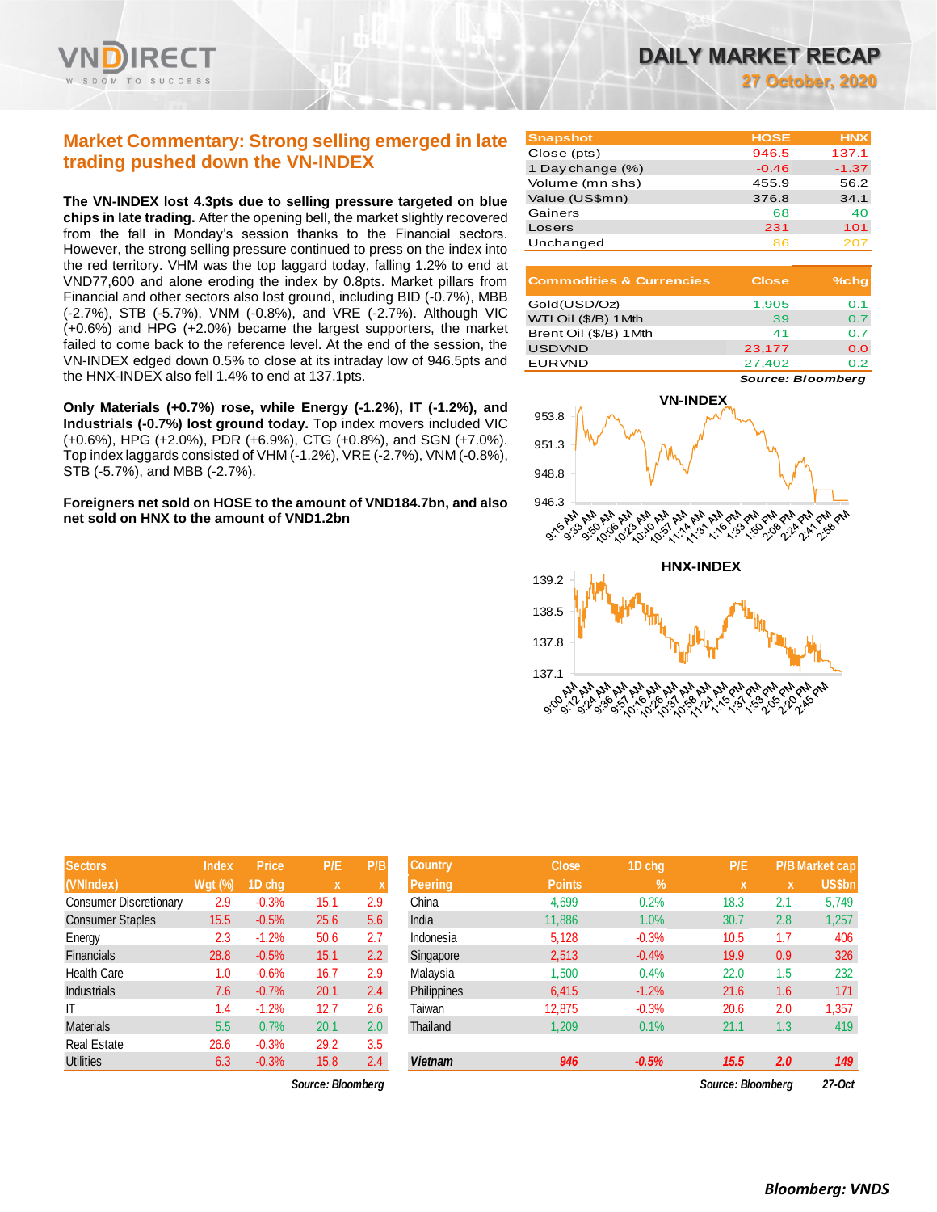# DAILY MARKET RECAP

**27 October, 2020**

## Market Commentary: Strong selling emerged in late trading pushed down the VN-INDEX

**The VN-INDEX lost 4.3pts due to selling pressure targeted on blue chips in late trading.** After the opening bell, the market slightly recovered from the fall in Monday's session thanks to the Financial sectors. However, the strong selling pressure continued to press on the index into the red territory. VHM was the top laggard today, falling 1.2% to end at VND77,600 and alone eroding the index by 0.8pts. Market pillars from Financial and other sectors also lost ground, including BID (-0.7%), MBB (-2.7%), STB (-5.7%), VNM (-0.8%), and VRE (-2.7%). Although VIC (+0.6%) and HPG (+2.0%) became the largest supporters, the market failed to come back to the reference level. At the end of the session, the VN-INDEX edged down 0.5% to close at its intraday low of 946.5pts and the HNX-INDEX also fell 1.4% to end at 137.1pts.

**Only Materials (+0.7%) rose, while Energy (-1.2%), IT (-1.2%), and Industrials (-0.7%) lost ground today.** Top index movers included VIC (+0.6%), HPG (+2.0%), PDR (+6.9%), CTG (+0.8%), and SGN (+7.0%). Top index laggards consisted of VHM (-1.2%), VRE (-2.7%), VNM (-0.8%), STB (-5.7%), and MBB (-2.7%).

**Foreigners net sold on HOSE to the amount of VND184.7bn, and also net sold on HNX to the amount of VND1.2bn**

| Snapshot | HOSE | HNX |
|---|---|---|
| Close (pts) | 946.5 | 137.1 |
| 1 Day change (%) | -0.46 | -1.37 |
| Volume (mn shs) | 455.9 | 56.2 |
| Value (US$mn) | 376.8 | 34.1 |
| Gainers | 68 | 40 |
| Losers | 231 | 101 |
| Unchanged | 86 | 207 |

| Commodities & Currencies | Close | %chg |
|---|---|---|
| Gold(USD/Oz) | 1,905 | 0.1 |
| WTI Oil ($/B) 1Mth | 39 | 0.7 |
| Brent Oil ($/B) 1Mth | 41 | 0.7 |
| USDVND | 23,177 | 0.0 |
| EURVND | 27,402 | 0.2 |

*Source: Bloomberg*

| Sectors (VNIndex) | Index Wgt (%) | Price 1D chg | P/E x | P/B x |
|---|---|---|---|---|
| Consumer Discretionary | 2.9 | -0.3% | 15.1 | 2.9 |
| Consumer Staples | 15.5 | -0.5% | 25.6 | 5.6 |
| Energy | 2.3 | -1.2% | 50.6 | 2.7 |
| Financials | 28.8 | -0.5% | 15.1 | 2.2 |
| Health Care | 1.0 | -0.6% | 16.7 | 2.9 |
| Industrials | 7.6 | -0.7% | 20.1 | 2.4 |
| IT | 1.4 | -1.2% | 12.7 | 2.6 |
| Materials | 5.5 | 0.7% | 20.1 | 2.0 |
| Real Estate | 26.6 | -0.3% | 29.2 | 3.5 |
| Utilities | 6.3 | -0.3% | 15.8 | 2.4 |

*Source: Bloomberg*

| Country Peering | Close Points | 1D chg % | P/E x | P/B x | Market cap US$bn |
|---|---|---|---|---|---|
| China | 4,699 | 0.2% | 18.3 | 2.1 | 5,749 |
| India | 11,886 | 1.0% | 30.7 | 2.8 | 1,257 |
| Indonesia | 5,128 | -0.3% | 10.5 | 1.7 | 406 |
| Singapore | 2,513 | -0.4% | 19.9 | 0.9 | 326 |
| Malaysia | 1,500 | 0.4% | 22.0 | 1.5 | 232 |
| Philippines | 6,415 | -1.2% | 21.6 | 1.6 | 171 |
| Taiwan | 12,875 | -0.3% | 20.6 | 2.0 | 1,357 |
| Thailand | 1,209 | 0.1% | 21.1 | 1.3 | 419 |
| ***Vietnam*** | ***946*** | ***-0.5%*** | ***15.5*** | ***2.0*** | ***149*** |

*Source: Bloomberg* *27-Oct*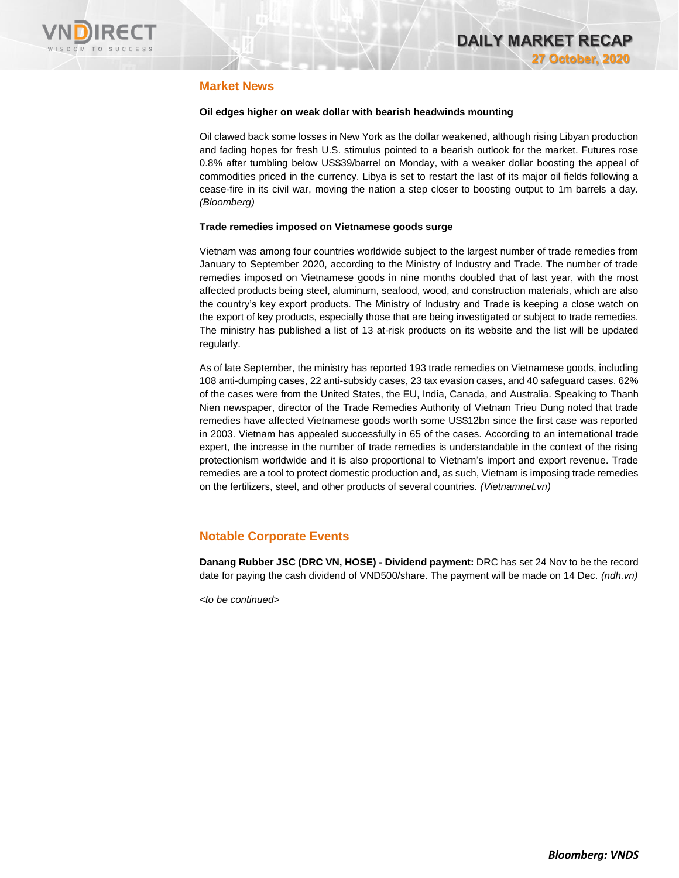## Market News

**Oil edges higher on weak dollar with bearish headwinds mounting**

Oil clawed back some losses in New York as the dollar weakened, although rising Libyan production and fading hopes for fresh U.S. stimulus pointed to a bearish outlook for the market. Futures rose 0.8% after tumbling below US$39/barrel on Monday, with a weaker dollar boosting the appeal of commodities priced in the currency. Libya is set to restart the last of its major oil fields following a cease-fire in its civil war, moving the nation a step closer to boosting output to 1m barrels a day. *(Bloomberg)*

**Trade remedies imposed on Vietnamese goods surge**

Vietnam was among four countries worldwide subject to the largest number of trade remedies from January to September 2020, according to the Ministry of Industry and Trade. The number of trade remedies imposed on Vietnamese goods in nine months doubled that of last year, with the most affected products being steel, aluminum, seafood, wood, and construction materials, which are also the country's key export products. The Ministry of Industry and Trade is keeping a close watch on the export of key products, especially those that are being investigated or subject to trade remedies. The ministry has published a list of 13 at-risk products on its website and the list will be updated regularly.

As of late September, the ministry has reported 193 trade remedies on Vietnamese goods, including 108 anti-dumping cases, 22 anti-subsidy cases, 23 tax evasion cases, and 40 safeguard cases. 62% of the cases were from the United States, the EU, India, Canada, and Australia. Speaking to Thanh Nien newspaper, director of the Trade Remedies Authority of Vietnam Trieu Dung noted that trade remedies have affected Vietnamese goods worth some US$12bn since the first case was reported in 2003. Vietnam has appealed successfully in 65 of the cases. According to an international trade expert, the increase in the number of trade remedies is understandable in the context of the rising protectionism worldwide and it is also proportional to Vietnam's import and export revenue. Trade remedies are a tool to protect domestic production and, as such, Vietnam is imposing trade remedies on the fertilizers, steel, and other products of several countries. *(Vietnamnet.vn)*

## Notable Corporate Events

**Danang Rubber JSC (DRC VN, HOSE) - Dividend payment:** DRC has set 24 Nov to be the record date for paying the cash dividend of VND500/share. The payment will be made on 14 Dec. *(ndh.vn)*

*<to be continued>*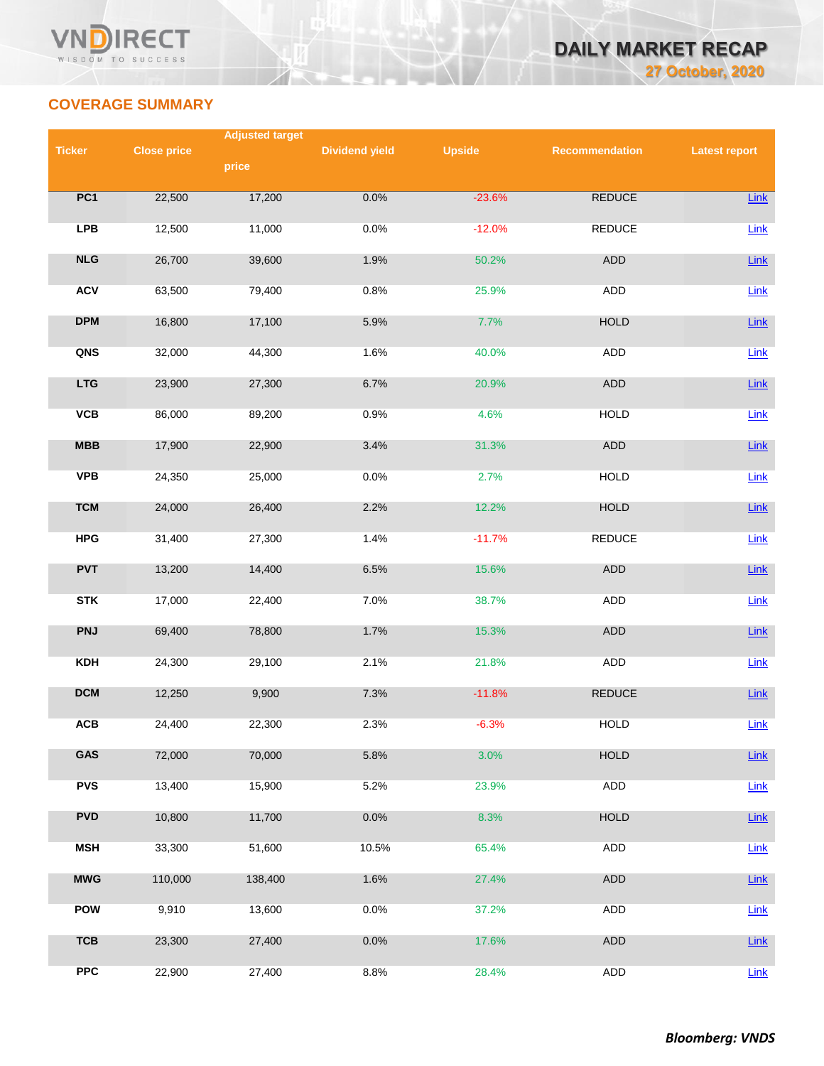## COVERAGE SUMMARY

| Ticker | Close price | Adjusted target price | Dividend yield | Upside | Recommendation | Latest report |
|---|---|---|---|---|---|---|
| PC1 | 22,500 | 17,200 | 0.0% | -23.6% | REDUCE | Link |
| LPB | 12,500 | 11,000 | 0.0% | -12.0% | REDUCE | Link |
| NLG | 26,700 | 39,600 | 1.9% | 50.2% | ADD | Link |
| ACV | 63,500 | 79,400 | 0.8% | 25.9% | ADD | Link |
| DPM | 16,800 | 17,100 | 5.9% | 7.7% | HOLD | Link |
| QNS | 32,000 | 44,300 | 1.6% | 40.0% | ADD | Link |
| LTG | 23,900 | 27,300 | 6.7% | 20.9% | ADD | Link |
| VCB | 86,000 | 89,200 | 0.9% | 4.6% | HOLD | Link |
| MBB | 17,900 | 22,900 | 3.4% | 31.3% | ADD | Link |
| VPB | 24,350 | 25,000 | 0.0% | 2.7% | HOLD | Link |
| TCM | 24,000 | 26,400 | 2.2% | 12.2% | HOLD | Link |
| HPG | 31,400 | 27,300 | 1.4% | -11.7% | REDUCE | Link |
| PVT | 13,200 | 14,400 | 6.5% | 15.6% | ADD | Link |
| STK | 17,000 | 22,400 | 7.0% | 38.7% | ADD | Link |
| PNJ | 69,400 | 78,800 | 1.7% | 15.3% | ADD | Link |
| KDH | 24,300 | 29,100 | 2.1% | 21.8% | ADD | Link |
| DCM | 12,250 | 9,900 | 7.3% | -11.8% | REDUCE | Link |
| ACB | 24,400 | 22,300 | 2.3% | -6.3% | HOLD | Link |
| GAS | 72,000 | 70,000 | 5.8% | 3.0% | HOLD | Link |
| PVS | 13,400 | 15,900 | 5.2% | 23.9% | ADD | Link |
| PVD | 10,800 | 11,700 | 0.0% | 8.3% | HOLD | Link |
| MSH | 33,300 | 51,600 | 10.5% | 65.4% | ADD | Link |
| MWG | 110,000 | 138,400 | 1.6% | 27.4% | ADD | Link |
| POW | 9,910 | 13,600 | 0.0% | 37.2% | ADD | Link |
| TCB | 23,300 | 27,400 | 0.0% | 17.6% | ADD | Link |
| PPC | 22,900 | 27,400 | 8.8% | 28.4% | ADD | Link |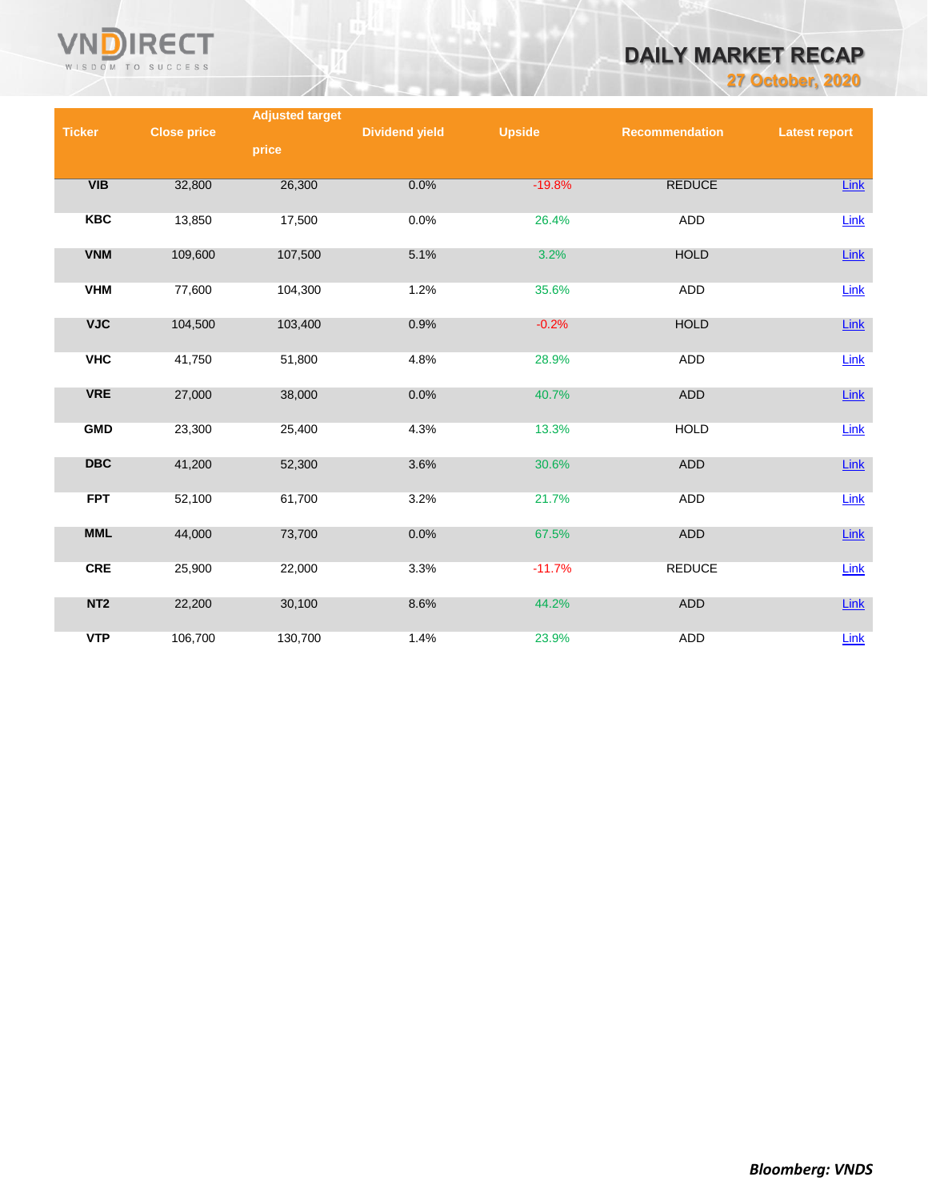| Ticker | Close price | Adjusted target price | Dividend yield | Upside | Recommendation | Latest report |
|---|---|---|---|---|---|---|
| VIB | 32,800 | 26,300 | 0.0% | -19.8% | REDUCE | Link |
| KBC | 13,850 | 17,500 | 0.0% | 26.4% | ADD | Link |
| VNM | 109,600 | 107,500 | 5.1% | 3.2% | HOLD | Link |
| VHM | 77,600 | 104,300 | 1.2% | 35.6% | ADD | Link |
| VJC | 104,500 | 103,400 | 0.9% | -0.2% | HOLD | Link |
| VHC | 41,750 | 51,800 | 4.8% | 28.9% | ADD | Link |
| VRE | 27,000 | 38,000 | 0.0% | 40.7% | ADD | Link |
| GMD | 23,300 | 25,400 | 4.3% | 13.3% | HOLD | Link |
| DBC | 41,200 | 52,300 | 3.6% | 30.6% | ADD | Link |
| FPT | 52,100 | 61,700 | 3.2% | 21.7% | ADD | Link |
| MML | 44,000 | 73,700 | 0.0% | 67.5% | ADD | Link |
| CRE | 25,900 | 22,000 | 3.3% | -11.7% | REDUCE | Link |
| NT2 | 22,200 | 30,100 | 8.6% | 44.2% | ADD | Link |
| VTP | 106,700 | 130,700 | 1.4% | 23.9% | ADD | Link |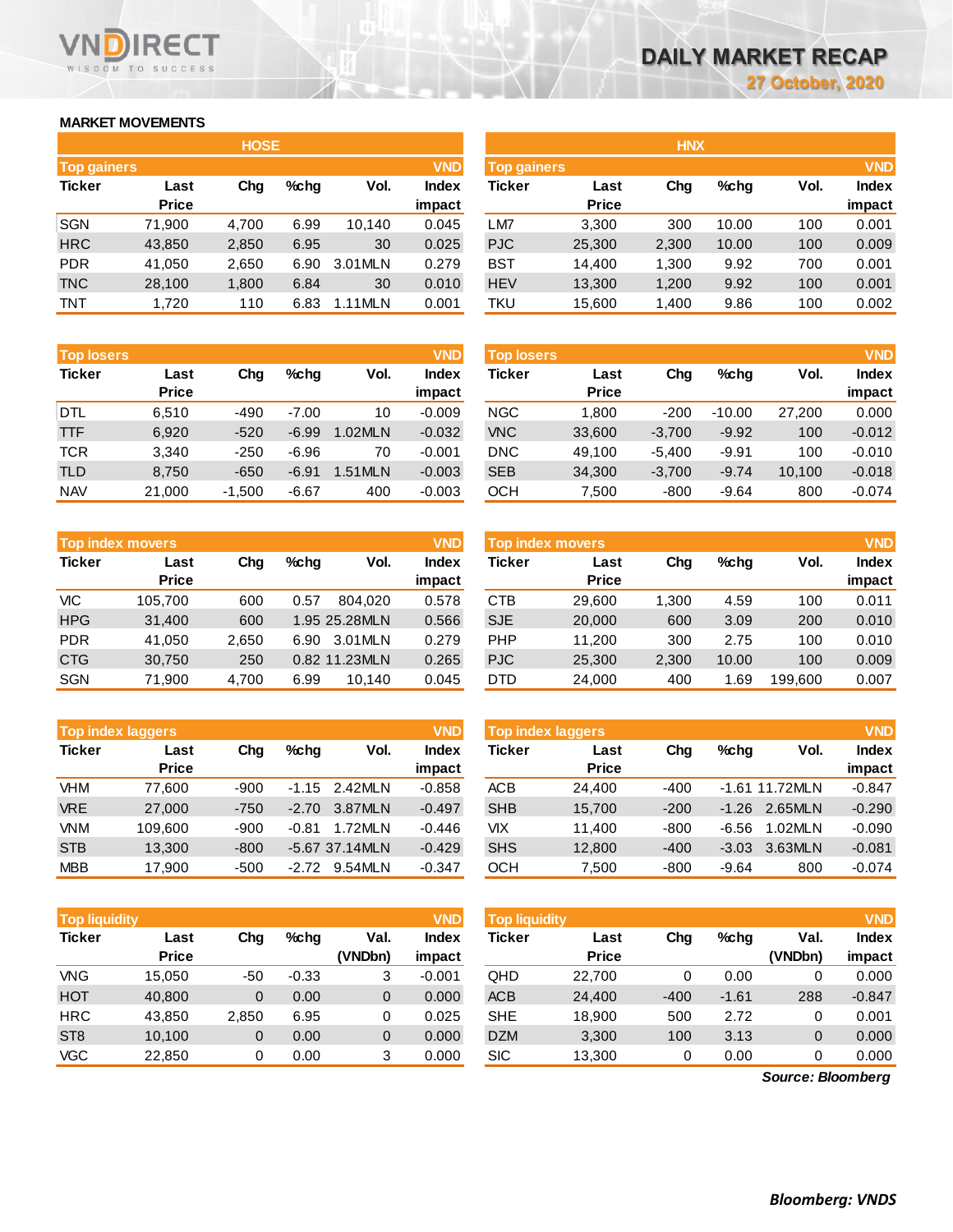# DAILY MARKET RECAP

27 October, 2020

## MARKET MOVEMENTS

### HOSE

| Top gainers | | | | | VND |
|---|---|---|---|---|---|
| Ticker | Last Price | Chg | %chg | Vol. | Index impact |
| SGN | 71,900 | 4,700 | 6.99 | 10,140 | 0.045 |
| HRC | 43,850 | 2,850 | 6.95 | 30 | 0.025 |
| PDR | 41,050 | 2,650 | 6.90 | 3.01MLN | 0.279 |
| TNC | 28,100 | 1,800 | 6.84 | 30 | 0.010 |
| TNT | 1,720 | 110 | 6.83 | 1.11MLN | 0.001 |

| Top losers | | | | | VND |
|---|---|---|---|---|---|
| Ticker | Last Price | Chg | %chg | Vol. | Index impact |
| DTL | 6,510 | -490 | -7.00 | 10 | -0.009 |
| TTF | 6,920 | -520 | -6.99 | 1.02MLN | -0.032 |
| TCR | 3,340 | -250 | -6.96 | 70 | -0.001 |
| TLD | 8,750 | -650 | -6.91 | 1.51MLN | -0.003 |
| NAV | 21,000 | -1,500 | -6.67 | 400 | -0.003 |

| Top index movers | | | | | VND |
|---|---|---|---|---|---|
| Ticker | Last Price | Chg | %chg | Vol. | Index impact |
| VIC | 105,700 | 600 | 0.57 | 804,020 | 0.578 |
| HPG | 31,400 | 600 | 1.95 | 25.28MLN | 0.566 |
| PDR | 41,050 | 2,650 | 6.90 | 3.01MLN | 0.279 |
| CTG | 30,750 | 250 | 0.82 | 11.23MLN | 0.265 |
| SGN | 71,900 | 4,700 | 6.99 | 10,140 | 0.045 |

| Top index laggers | | | | | VND |
|---|---|---|---|---|---|
| Ticker | Last Price | Chg | %chg | Vol. | Index impact |
| VHM | 77,600 | -900 | -1.15 | 2.42MLN | -0.858 |
| VRE | 27,000 | -750 | -2.70 | 3.87MLN | -0.497 |
| VNM | 109,600 | -900 | -0.81 | 1.72MLN | -0.446 |
| STB | 13,300 | -800 | -5.67 | 37.14MLN | -0.429 |
| MBB | 17,900 | -500 | -2.72 | 9.54MLN | -0.347 |

| Top liquidity | | | | | VND |
|---|---|---|---|---|---|
| Ticker | Last Price | Chg | %chg | Val. (VNDbn) | Index impact |
| VNG | 15,050 | -50 | -0.33 | 3 | -0.001 |
| HOT | 40,800 | 0 | 0.00 | 0 | 0.000 |
| HRC | 43,850 | 2,850 | 6.95 | 0 | 0.025 |
| ST8 | 10,100 | 0 | 0.00 | 0 | 0.000 |
| VGC | 22,850 | 0 | 0.00 | 3 | 0.000 |

### HNX

| Top gainers | | | | | VND |
|---|---|---|---|---|---|
| Ticker | Last Price | Chg | %chg | Vol. | Index impact |
| LM7 | 3,300 | 300 | 10.00 | 100 | 0.001 |
| PJC | 25,300 | 2,300 | 10.00 | 100 | 0.009 |
| BST | 14,400 | 1,300 | 9.92 | 700 | 0.001 |
| HEV | 13,300 | 1,200 | 9.92 | 100 | 0.001 |
| TKU | 15,600 | 1,400 | 9.86 | 100 | 0.002 |

| Top losers | | | | | VND |
|---|---|---|---|---|---|
| Ticker | Last Price | Chg | %chg | Vol. | Index impact |
| NGC | 1,800 | -200 | -10.00 | 27,200 | 0.000 |
| VNC | 33,600 | -3,700 | -9.92 | 100 | -0.012 |
| DNC | 49,100 | -5,400 | -9.91 | 100 | -0.010 |
| SEB | 34,300 | -3,700 | -9.74 | 10,100 | -0.018 |
| OCH | 7,500 | -800 | -9.64 | 800 | -0.074 |

| Top index movers | | | | | VND |
|---|---|---|---|---|---|
| Ticker | Last Price | Chg | %chg | Vol. | Index impact |
| CTB | 29,600 | 1,300 | 4.59 | 100 | 0.011 |
| SJE | 20,000 | 600 | 3.09 | 200 | 0.010 |
| PHP | 11,200 | 300 | 2.75 | 100 | 0.010 |
| PJC | 25,300 | 2,300 | 10.00 | 100 | 0.009 |
| DTD | 24,000 | 400 | 1.69 | 199,600 | 0.007 |

| Top index laggers | | | | | VND |
|---|---|---|---|---|---|
| Ticker | Last Price | Chg | %chg | Vol. | Index impact |
| ACB | 24,400 | -400 | -1.61 | 11.72MLN | -0.847 |
| SHB | 15,700 | -200 | -1.26 | 2.65MLN | -0.290 |
| VIX | 11,400 | -800 | -6.56 | 1.02MLN | -0.090 |
| SHS | 12,800 | -400 | -3.03 | 3.63MLN | -0.081 |
| OCH | 7,500 | -800 | -9.64 | 800 | -0.074 |

| Top liquidity | | | | | VND |
|---|---|---|---|---|---|
| Ticker | Last Price | Chg | %chg | Val. (VNDbn) | Index impact |
| QHD | 22,700 | 0 | 0.00 | 0 | 0.000 |
| ACB | 24,400 | -400 | -1.61 | 288 | -0.847 |
| SHE | 18,900 | 500 | 2.72 | 0 | 0.001 |
| DZM | 3,300 | 100 | 3.13 | 0 | 0.000 |
| SIC | 13,300 | 0 | 0.00 | 0 | 0.000 |

*Source: Bloomberg*

*Bloomberg: VNDS*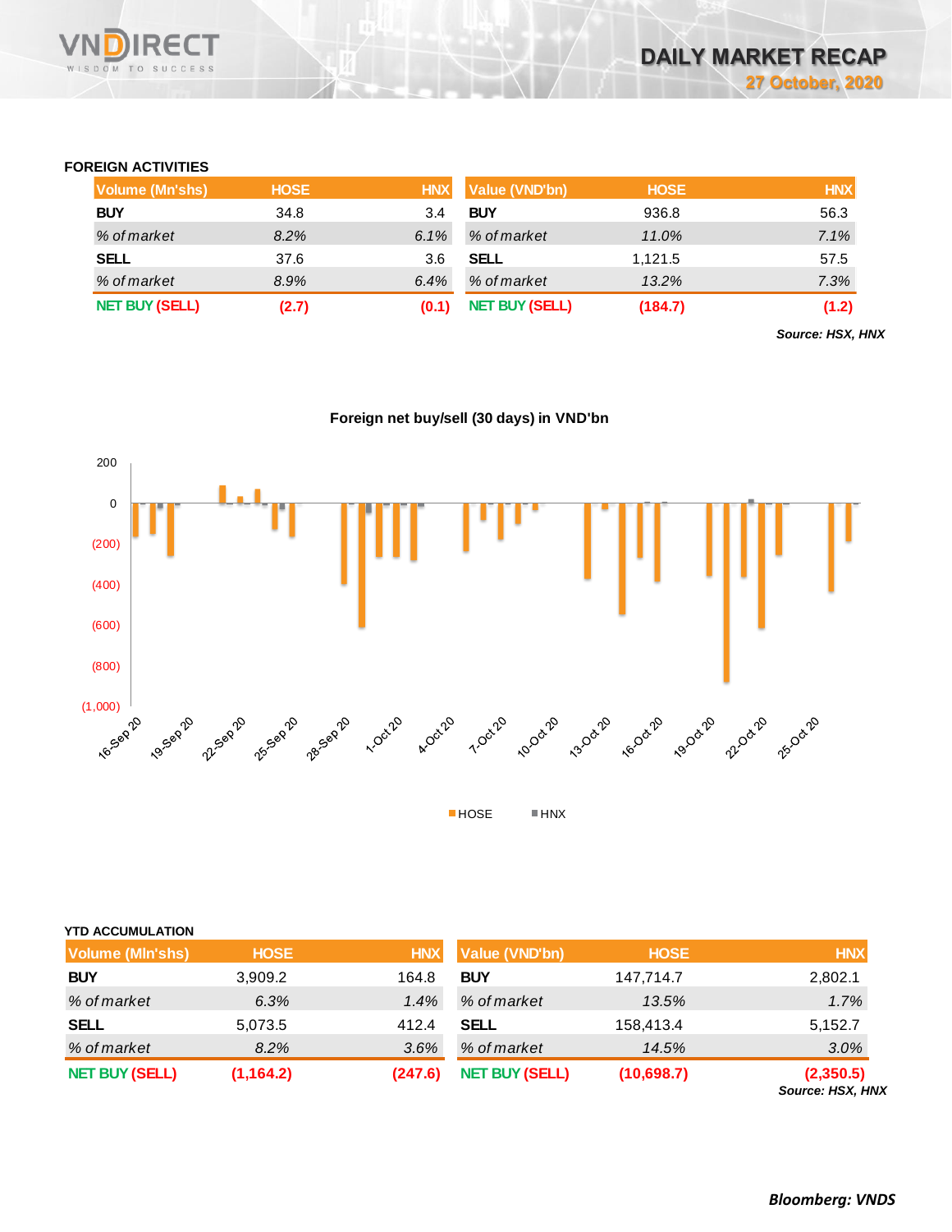# DAILY MARKET RECAP

**27 October, 2020**

### FOREIGN ACTIVITIES

| Volume (Mn'shs) | HOSE | HNX | Value (VND'bn) | HOSE | HNX |
|---|---|---|---|---|---|
| **BUY** | 34.8 | 3.4 | **BUY** | 936.8 | 56.3 |
| *% of market* | *8.2%* | *6.1%* | *% of market* | *11.0%* | *7.1%* |
| **SELL** | 37.6 | 3.6 | **SELL** | 1,121.5 | 57.5 |
| *% of market* | *8.9%* | *6.4%* | *% of market* | *13.2%* | *7.3%* |
| **NET BUY (SELL)** | **(2.7)** | **(0.1)** | **NET BUY (SELL)** | **(184.7)** | **(1.2)** |

***Source: HSX, HNX***

**Foreign net buy/sell (30 days) in VND'bn**

### YTD ACCUMULATION

| Volume (Mln'shs) | HOSE | HNX | Value (VND'bn) | HOSE | HNX |
|---|---|---|---|---|---|
| **BUY** | 3,909.2 | 164.8 | **BUY** | 147,714.7 | 2,802.1 |
| *% of market* | *6.3%* | *1.4%* | *% of market* | *13.5%* | *1.7%* |
| **SELL** | 5,073.5 | 412.4 | **SELL** | 158,413.4 | 5,152.7 |
| *% of market* | *8.2%* | *3.6%* | *% of market* | *14.5%* | *3.0%* |
| **NET BUY (SELL)** | **(1,164.2)** | **(247.6)** | **NET BUY (SELL)** | **(10,698.7)** | **(2,350.5)** |

***Source: HSX, HNX***

***Bloomberg: VNDS***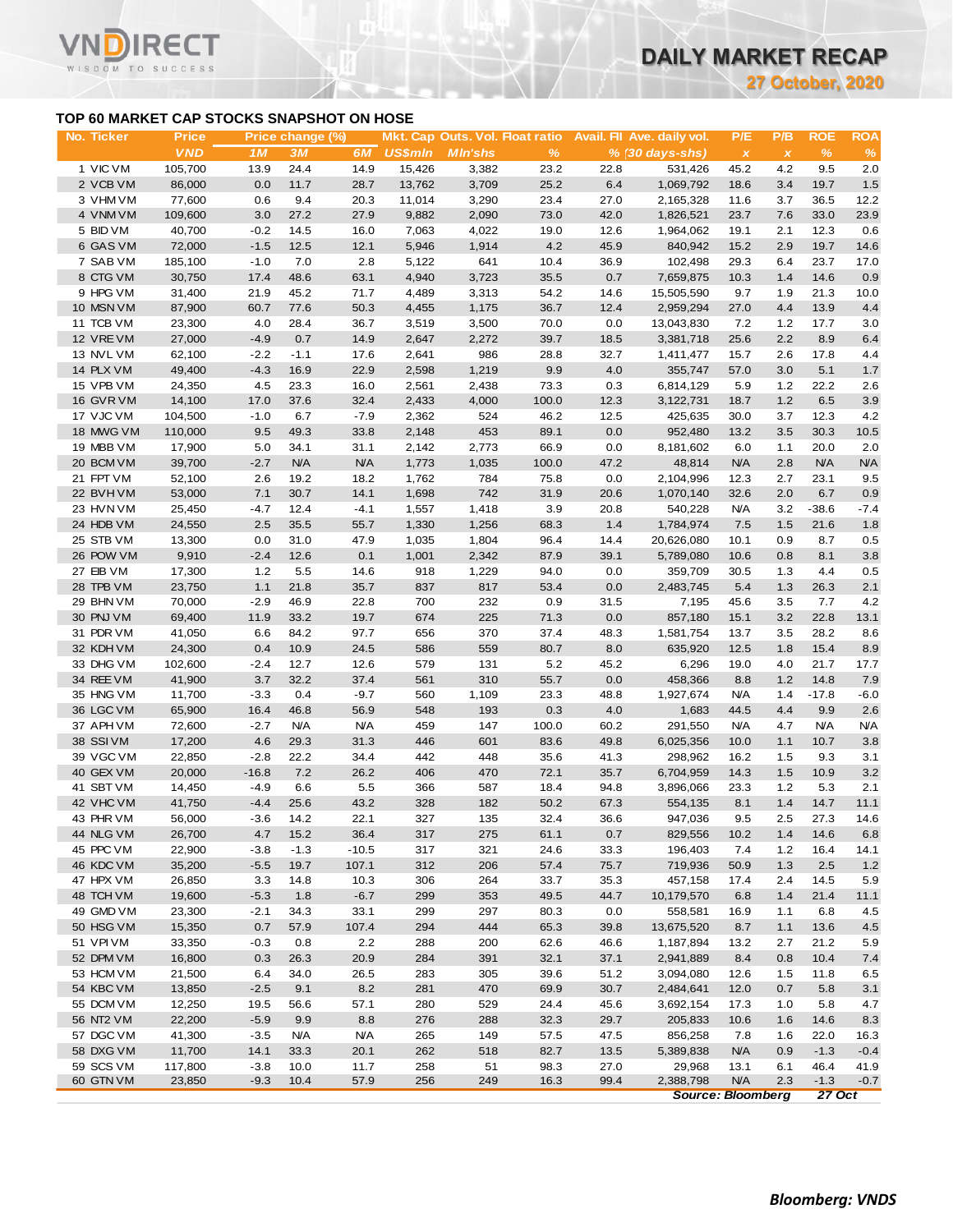## TOP 60 MARKET CAP STOCKS SNAPSHOT ON HOSE

| No. | Ticker | Price | Price change (%) | | | Mkt. Cap | Outs. Vol. | Float ratio | Avail. FII | Ave. daily vol. | P/E | P/B | ROE | ROA |
|---|---|---|---|---|---|---|---|---|---|---|---|---|---|---|
| | | VND | 1M | 3M | 6M | US$mln | Mln'shs | % | % | (30 days-shs) | x | x | % | % |
| 1 | VIC VM | 105,700 | 13.9 | 24.4 | 14.9 | 15,426 | 3,382 | 23.2 | 22.8 | 531,426 | 45.2 | 4.2 | 9.5 | 2.0 |
| 2 | VCB VM | 86,000 | 0.0 | 11.7 | 28.7 | 13,762 | 3,709 | 25.2 | 6.4 | 1,069,792 | 18.6 | 3.4 | 19.7 | 1.5 |
| 3 | VHM VM | 77,600 | 0.6 | 9.4 | 20.3 | 11,014 | 3,290 | 23.4 | 27.0 | 2,165,328 | 11.6 | 3.7 | 36.5 | 12.2 |
| 4 | VNM VM | 109,600 | 3.0 | 27.2 | 27.9 | 9,882 | 2,090 | 73.0 | 42.0 | 1,826,521 | 23.7 | 7.6 | 33.0 | 23.9 |
| 5 | BID VM | 40,700 | -0.2 | 14.5 | 16.0 | 7,063 | 4,022 | 19.0 | 12.6 | 1,964,062 | 19.1 | 2.1 | 12.3 | 0.6 |
| 6 | GAS VM | 72,000 | -1.5 | 12.5 | 12.1 | 5,946 | 1,914 | 4.2 | 45.9 | 840,942 | 15.2 | 2.9 | 19.7 | 14.6 |
| 7 | SAB VM | 185,100 | -1.0 | 7.0 | 2.8 | 5,122 | 641 | 10.4 | 36.9 | 102,498 | 29.3 | 6.4 | 23.7 | 17.0 |
| 8 | CTG VM | 30,750 | 17.4 | 48.6 | 63.1 | 4,940 | 3,723 | 35.5 | 0.7 | 7,659,875 | 10.3 | 1.4 | 14.6 | 0.9 |
| 9 | HPG VM | 31,400 | 21.9 | 45.2 | 71.7 | 4,489 | 3,313 | 54.2 | 14.6 | 15,505,590 | 9.7 | 1.9 | 21.3 | 10.0 |
| 10 | MSN VM | 87,900 | 60.7 | 77.6 | 50.3 | 4,455 | 1,175 | 36.7 | 12.4 | 2,959,294 | 27.0 | 4.4 | 13.9 | 4.4 |
| 11 | TCB VM | 23,300 | 4.0 | 28.4 | 36.7 | 3,519 | 3,500 | 70.0 | 0.0 | 13,043,830 | 7.2 | 1.2 | 17.7 | 3.0 |
| 12 | VRE VM | 27,000 | -4.9 | 0.7 | 14.9 | 2,647 | 2,272 | 39.7 | 18.5 | 3,381,718 | 25.6 | 2.2 | 8.9 | 6.4 |
| 13 | NVL VM | 62,100 | -2.2 | -1.1 | 17.6 | 2,641 | 986 | 28.8 | 32.7 | 1,411,477 | 15.7 | 2.6 | 17.8 | 4.4 |
| 14 | PLX VM | 49,400 | -4.3 | 16.9 | 22.9 | 2,598 | 1,219 | 9.9 | 4.0 | 355,747 | 57.0 | 3.0 | 5.1 | 1.7 |
| 15 | VPB VM | 24,350 | 4.5 | 23.3 | 16.0 | 2,561 | 2,438 | 73.3 | 0.3 | 6,814,129 | 5.9 | 1.2 | 22.2 | 2.6 |
| 16 | GVR VM | 14,100 | 17.0 | 37.6 | 32.4 | 2,433 | 4,000 | 100.0 | 12.3 | 3,122,731 | 18.7 | 1.2 | 6.5 | 3.9 |
| 17 | VJC VM | 104,500 | -1.0 | 6.7 | -7.9 | 2,362 | 524 | 46.2 | 12.5 | 425,635 | 30.0 | 3.7 | 12.3 | 4.2 |
| 18 | MWG VM | 110,000 | 9.5 | 49.3 | 33.8 | 2,148 | 453 | 89.1 | 0.0 | 952,480 | 13.2 | 3.5 | 30.3 | 10.5 |
| 19 | MBB VM | 17,900 | 5.0 | 34.1 | 31.1 | 2,142 | 2,773 | 66.9 | 0.0 | 8,181,602 | 6.0 | 1.1 | 20.0 | 2.0 |
| 20 | BCM VM | 39,700 | -2.7 | N/A | N/A | 1,773 | 1,035 | 100.0 | 47.2 | 48,814 | N/A | 2.8 | N/A | N/A |
| 21 | FPT VM | 52,100 | 2.6 | 19.2 | 18.2 | 1,762 | 784 | 75.8 | 0.0 | 2,104,996 | 12.3 | 2.7 | 23.1 | 9.5 |
| 22 | BVH VM | 53,000 | 7.1 | 30.7 | 14.1 | 1,698 | 742 | 31.9 | 20.6 | 1,070,140 | 32.6 | 2.0 | 6.7 | 0.9 |
| 23 | HVN VM | 25,450 | -4.7 | 12.4 | -4.1 | 1,557 | 1,418 | 3.9 | 20.8 | 540,228 | N/A | 3.2 | -38.6 | -7.4 |
| 24 | HDB VM | 24,550 | 2.5 | 35.5 | 55.7 | 1,330 | 1,256 | 68.3 | 1.4 | 1,784,974 | 7.5 | 1.5 | 21.6 | 1.8 |
| 25 | STB VM | 13,300 | 0.0 | 31.0 | 47.9 | 1,035 | 1,804 | 96.4 | 14.4 | 20,626,080 | 10.1 | 0.9 | 8.7 | 0.5 |
| 26 | POW VM | 9,910 | -2.4 | 12.6 | 0.1 | 1,001 | 2,342 | 87.9 | 39.1 | 5,789,080 | 10.6 | 0.8 | 8.1 | 3.8 |
| 27 | EIB VM | 17,300 | 1.2 | 5.5 | 14.6 | 918 | 1,229 | 94.0 | 0.0 | 359,709 | 30.5 | 1.3 | 4.4 | 0.5 |
| 28 | TPB VM | 23,750 | 1.1 | 21.8 | 35.7 | 837 | 817 | 53.4 | 0.0 | 2,483,745 | 5.4 | 1.3 | 26.3 | 2.1 |
| 29 | BHN VM | 70,000 | -2.9 | 46.9 | 22.8 | 700 | 232 | 0.9 | 31.5 | 7,195 | 45.6 | 3.5 | 7.7 | 4.2 |
| 30 | PNJ VM | 69,400 | 11.9 | 33.2 | 19.7 | 674 | 225 | 71.3 | 0.0 | 857,180 | 15.1 | 3.2 | 22.8 | 13.1 |
| 31 | PDR VM | 41,050 | 6.6 | 84.2 | 97.7 | 656 | 370 | 37.4 | 48.3 | 1,581,754 | 13.7 | 3.5 | 28.2 | 8.6 |
| 32 | KDH VM | 24,300 | 0.4 | 10.9 | 24.5 | 586 | 559 | 80.7 | 8.0 | 635,920 | 12.5 | 1.8 | 15.4 | 8.9 |
| 33 | DHG VM | 102,600 | -2.4 | 12.7 | 12.6 | 579 | 131 | 5.2 | 45.2 | 6,296 | 19.0 | 4.0 | 21.7 | 17.7 |
| 34 | REE VM | 41,900 | 3.7 | 32.2 | 37.4 | 561 | 310 | 55.7 | 0.0 | 458,366 | 8.8 | 1.2 | 14.8 | 7.9 |
| 35 | HNG VM | 11,700 | -3.3 | 0.4 | -9.7 | 560 | 1,109 | 23.3 | 48.8 | 1,927,674 | N/A | 1.4 | -17.8 | -6.0 |
| 36 | LGC VM | 65,900 | 16.4 | 46.8 | 56.9 | 548 | 193 | 0.3 | 4.0 | 1,683 | 44.5 | 4.4 | 9.9 | 2.6 |
| 37 | APH VM | 72,600 | -2.7 | N/A | N/A | 459 | 147 | 100.0 | 60.2 | 291,550 | N/A | 4.7 | N/A | N/A |
| 38 | SSI VM | 17,200 | 4.6 | 29.3 | 31.3 | 446 | 601 | 83.6 | 49.8 | 6,025,356 | 10.0 | 1.1 | 10.7 | 3.8 |
| 39 | VGC VM | 22,850 | -2.8 | 22.2 | 34.4 | 442 | 448 | 35.6 | 41.3 | 298,962 | 16.2 | 1.5 | 9.3 | 3.1 |
| 40 | GEX VM | 20,000 | -16.8 | 7.2 | 26.2 | 406 | 470 | 72.1 | 35.7 | 6,704,959 | 14.3 | 1.5 | 10.9 | 3.2 |
| 41 | SBT VM | 14,450 | -4.9 | 6.6 | 5.5 | 366 | 587 | 18.4 | 94.8 | 3,896,066 | 23.3 | 1.2 | 5.3 | 2.1 |
| 42 | VHC VM | 41,750 | -4.4 | 25.6 | 43.2 | 328 | 182 | 50.2 | 67.3 | 554,135 | 8.1 | 1.4 | 14.7 | 11.1 |
| 43 | PHR VM | 56,000 | -3.6 | 14.2 | 22.1 | 327 | 135 | 32.4 | 36.6 | 947,036 | 9.5 | 2.5 | 27.3 | 14.6 |
| 44 | NLG VM | 26,700 | 4.7 | 15.2 | 36.4 | 317 | 275 | 61.1 | 0.7 | 829,556 | 10.2 | 1.4 | 14.6 | 6.8 |
| 45 | PPC VM | 22,900 | -3.8 | -1.3 | -10.5 | 317 | 321 | 24.6 | 33.3 | 196,403 | 7.4 | 1.2 | 16.4 | 14.1 |
| 46 | KDC VM | 35,200 | -5.5 | 19.7 | 107.1 | 312 | 206 | 57.4 | 75.7 | 719,936 | 50.9 | 1.3 | 2.5 | 1.2 |
| 47 | HPX VM | 26,850 | 3.3 | 14.8 | 10.3 | 306 | 264 | 33.7 | 35.3 | 457,158 | 17.4 | 2.4 | 14.5 | 5.9 |
| 48 | TCH VM | 19,600 | -5.3 | 1.8 | -6.7 | 299 | 353 | 49.5 | 44.7 | 10,179,570 | 6.8 | 1.4 | 21.4 | 11.1 |
| 49 | GMD VM | 23,300 | -2.1 | 34.3 | 33.1 | 299 | 297 | 80.3 | 0.0 | 558,581 | 16.9 | 1.1 | 6.8 | 4.5 |
| 50 | HSG VM | 15,350 | 0.7 | 57.9 | 107.4 | 294 | 444 | 65.3 | 39.8 | 13,675,520 | 8.7 | 1.1 | 13.6 | 4.5 |
| 51 | VPI VM | 33,350 | -0.3 | 0.8 | 2.2 | 288 | 200 | 62.6 | 46.6 | 1,187,894 | 13.2 | 2.7 | 21.2 | 5.9 |
| 52 | DPM VM | 16,800 | 0.3 | 26.3 | 20.9 | 284 | 391 | 32.1 | 37.1 | 2,941,889 | 8.4 | 0.8 | 10.4 | 7.4 |
| 53 | HCM VM | 21,500 | 6.4 | 34.0 | 26.5 | 283 | 305 | 39.6 | 51.2 | 3,094,080 | 12.6 | 1.5 | 11.8 | 6.5 |
| 54 | KBC VM | 13,850 | -2.5 | 9.1 | 8.2 | 281 | 470 | 69.9 | 30.7 | 2,484,641 | 12.0 | 0.7 | 5.8 | 3.1 |
| 55 | DCM VM | 12,250 | 19.5 | 56.6 | 57.1 | 280 | 529 | 24.4 | 45.6 | 3,692,154 | 17.3 | 1.0 | 5.8 | 4.7 |
| 56 | NT2 VM | 22,200 | -5.9 | 9.9 | 8.8 | 276 | 288 | 32.3 | 29.7 | 205,833 | 10.6 | 1.6 | 14.6 | 8.3 |
| 57 | DGC VM | 41,300 | -3.5 | N/A | N/A | 265 | 149 | 57.5 | 47.5 | 856,258 | 7.8 | 1.6 | 22.0 | 16.3 |
| 58 | DXG VM | 11,700 | 14.1 | 33.3 | 20.1 | 262 | 518 | 82.7 | 13.5 | 5,389,838 | N/A | 0.9 | -1.3 | -0.4 |
| 59 | SCS VM | 117,800 | -3.8 | 10.0 | 11.7 | 258 | 51 | 98.3 | 27.0 | 29,968 | 13.1 | 6.1 | 46.4 | 41.9 |
| 60 | GTN VM | 23,850 | -9.3 | 10.4 | 57.9 | 256 | 249 | 16.3 | 99.4 | 2,388,798 | N/A | 2.3 | -1.3 | -0.7 |

*Source: Bloomberg* *27 Oct*

***Bloomberg: VNDS***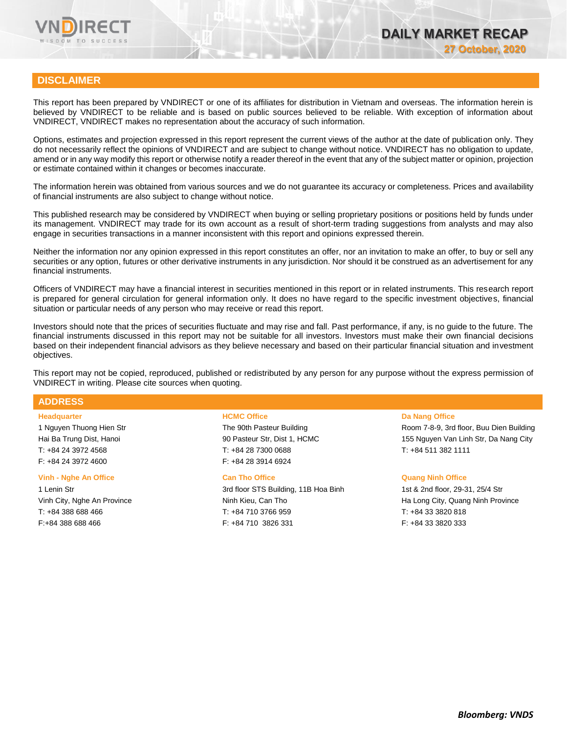## DISCLAIMER

This report has been prepared by VNDIRECT or one of its affiliates for distribution in Vietnam and overseas. The information herein is believed by VNDIRECT to be reliable and is based on public sources believed to be reliable. With exception of information about VNDIRECT, VNDIRECT makes no representation about the accuracy of such information.

Options, estimates and projection expressed in this report represent the current views of the author at the date of publication only. They do not necessarily reflect the opinions of VNDIRECT and are subject to change without notice. VNDIRECT has no obligation to update, amend or in any way modify this report or otherwise notify a reader thereof in the event that any of the subject matter or opinion, projection or estimate contained within it changes or becomes inaccurate.

The information herein was obtained from various sources and we do not guarantee its accuracy or completeness. Prices and availability of financial instruments are also subject to change without notice.

This published research may be considered by VNDIRECT when buying or selling proprietary positions or positions held by funds under its management. VNDIRECT may trade for its own account as a result of short-term trading suggestions from analysts and may also engage in securities transactions in a manner inconsistent with this report and opinions expressed therein.

Neither the information nor any opinion expressed in this report constitutes an offer, nor an invitation to make an offer, to buy or sell any securities or any option, futures or other derivative instruments in any jurisdiction. Nor should it be construed as an advertisement for any financial instruments.

Officers of VNDIRECT may have a financial interest in securities mentioned in this report or in related instruments. This research report is prepared for general circulation for general information only. It does no have regard to the specific investment objectives, financial situation or particular needs of any person who may receive or read this report.

Investors should note that the prices of securities fluctuate and may rise and fall. Past performance, if any, is no guide to the future. The financial instruments discussed in this report may not be suitable for all investors. Investors must make their own financial decisions based on their independent financial advisors as they believe necessary and based on their particular financial situation and investment objectives.

This report may not be copied, reproduced, published or redistributed by any person for any purpose without the express permission of VNDIRECT in writing. Please cite sources when quoting.

## ADDRESS

**Headquarter**
1 Nguyen Thuong Hien Str
Hai Ba Trung Dist, Hanoi
T: +84 24 3972 4568
F: +84 24 3972 4600

**HCMC Office**
The 90th Pasteur Building
90 Pasteur Str, Dist 1, HCMC
T: +84 28 7300 0688
F: +84 28 3914 6924

**Da Nang Office**
Room 7-8-9, 3rd floor, Buu Dien Building
155 Nguyen Van Linh Str, Da Nang City
T: +84 511 382 1111

**Vinh - Nghe An Office**
1 Lenin Str
Vinh City, Nghe An Province
T: +84 388 688 466
F:+84 388 688 466

**Can Tho Office**
3rd floor STS Building, 11B Hoa Binh
Ninh Kieu, Can Tho
T: +84 710 3766 959
F: +84 710 3826 331

**Quang Ninh Office**
1st & 2nd floor, 29-31, 25/4 Str
Ha Long City, Quang Ninh Province
T: +84 33 3820 818
F: +84 33 3820 333